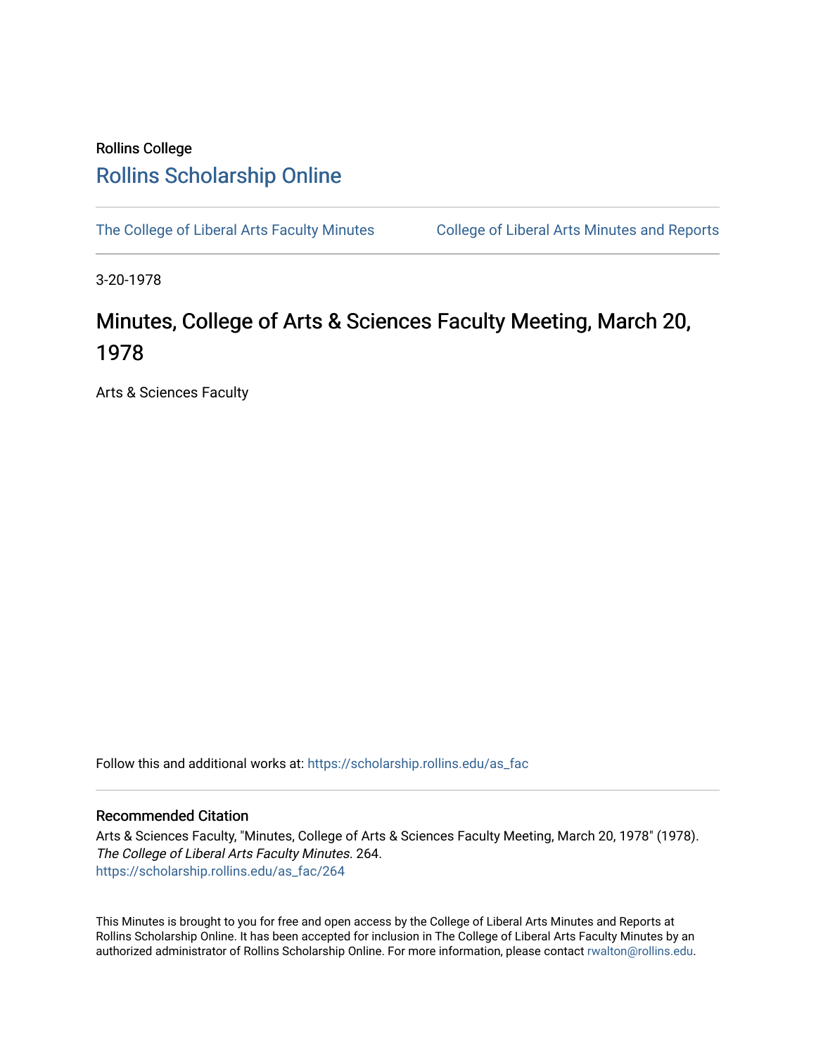Rollins College

# Rollins Scholarship Online

The College of Liberal Arts Faculty Minutes

College of Liberal Arts Minutes and Reports

3-20-1978

# Minutes, College of Arts & Sciences Faculty Meeting, March 20, 1978

Arts & Sciences Faculty

Follow this and additional works at: https://scholarship.rollins.edu/as_fac

## Recommended Citation

Arts & Sciences Faculty, "Minutes, College of Arts & Sciences Faculty Meeting, March 20, 1978" (1978). *The College of Liberal Arts Faculty Minutes*. 264.
https://scholarship.rollins.edu/as_fac/264

This Minutes is brought to you for free and open access by the College of Liberal Arts Minutes and Reports at Rollins Scholarship Online. It has been accepted for inclusion in The College of Liberal Arts Faculty Minutes by an authorized administrator of Rollins Scholarship Online. For more information, please contact rwalton@rollins.edu.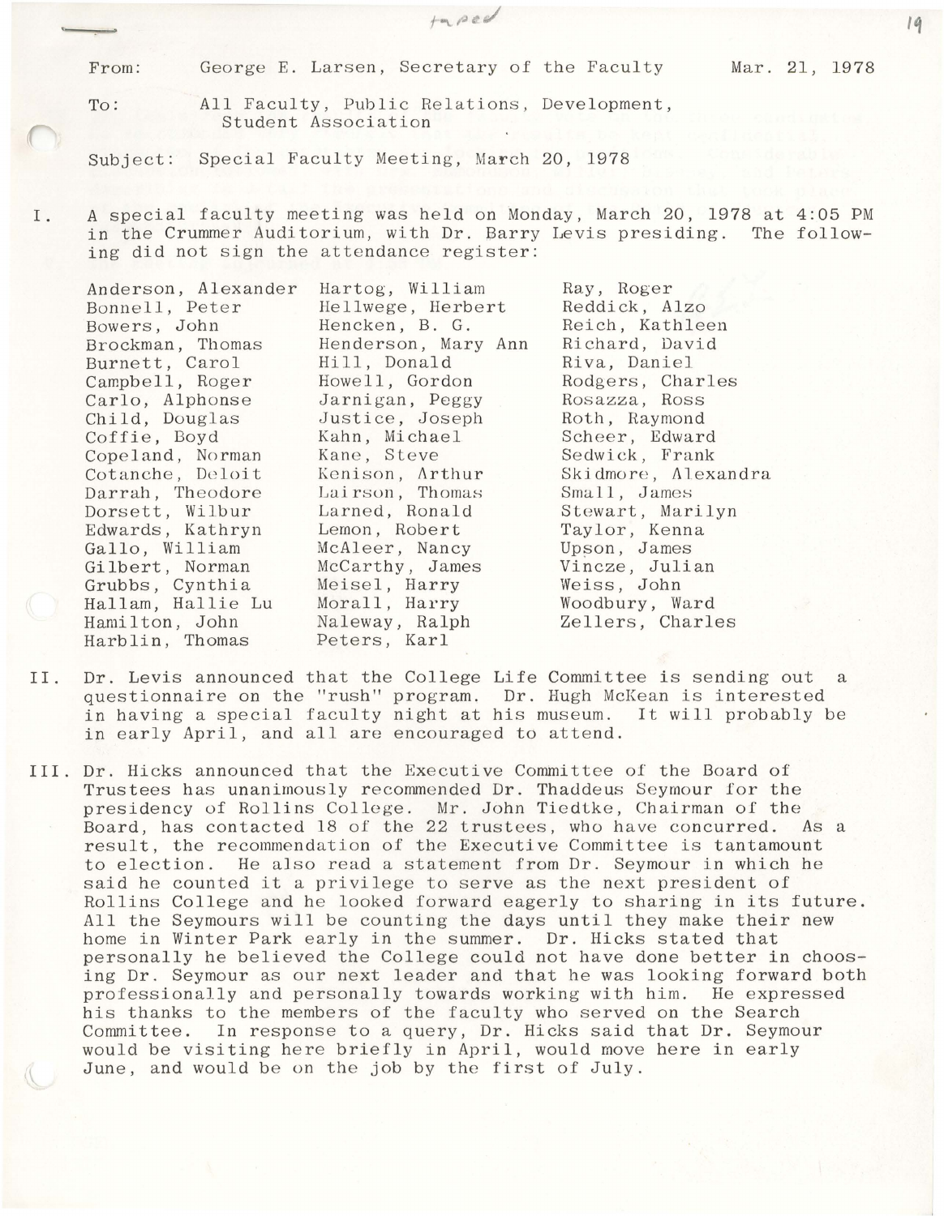From: George E. Larsen, Secretary of the Faculty Mar. 21, 1978

To: All Faculty, Public Relations, Development, Student Association

Subject: Special Faculty Meeting, March 20, 1978

I. A special faculty meeting was held on Monday, March 20, 1978 at 4:05 PM in the Crummer Auditorium, with Dr. Barry Levis presiding. The following did not sign the attendance register:

| | | |
|---|---|---|
| Anderson, Alexander | Hartog, William | Ray, Roger |
| Bonnell, Peter | Hellwege, Herbert | Reddick, Alzo |
| Bowers, John | Hencken, B. G. | Reich, Kathleen |
| Brockman, Thomas | Henderson, Mary Ann | Richard, David |
| Burnett, Carol | Hill, Donald | Riva, Daniel |
| Campbell, Roger | Howell, Gordon | Rodgers, Charles |
| Carlo, Alphonse | Jarnigan, Peggy | Rosazza, Ross |
| Child, Douglas | Justice, Joseph | Roth, Raymond |
| Coffie, Boyd | Kahn, Michael | Scheer, Edward |
| Copeland, Norman | Kane, Steve | Sedwick, Frank |
| Cotanche, Deloit | Kenison, Arthur | Skidmore, Alexandra |
| Darrah, Theodore | Lairson, Thomas | Small, James |
| Dorsett, Wilbur | Larned, Ronald | Stewart, Marilyn |
| Edwards, Kathryn | Lemon, Robert | Taylor, Kenna |
| Gallo, William | McAleer, Nancy | Upson, James |
| Gilbert, Norman | McCarthy, James | Vincze, Julian |
| Grubbs, Cynthia | Meisel, Harry | Weiss, John |
| Hallam, Hallie Lu | Morall, Harry | Woodbury, Ward |
| Hamilton, John | Naleway, Ralph | Zellers, Charles |
| Harblin, Thomas | Peters, Karl | |

II. Dr. Levis announced that the College Life Committee is sending out a questionnaire on the "rush" program. Dr. Hugh McKean is interested in having a special faculty night at his museum. It will probably be in early April, and all are encouraged to attend.

III. Dr. Hicks announced that the Executive Committee of the Board of Trustees has unanimously recommended Dr. Thaddeus Seymour for the presidency of Rollins College. Mr. John Tiedtke, Chairman of the Board, has contacted 18 of the 22 trustees, who have concurred. As a result, the recommendation of the Executive Committee is tantamount to election. He also read a statement from Dr. Seymour in which he said he counted it a privilege to serve as the next president of Rollins College and he looked forward eagerly to sharing in its future. All the Seymours will be counting the days until they make their new home in Winter Park early in the summer. Dr. Hicks stated that personally he believed the College could not have done better in choosing Dr. Seymour as our next leader and that he was looking forward both professionally and personally towards working with him. He expressed his thanks to the members of the faculty who served on the Search Committee. In response to a query, Dr. Hicks said that Dr. Seymour would be visiting here briefly in April, would move here in early June, and would be on the job by the first of July.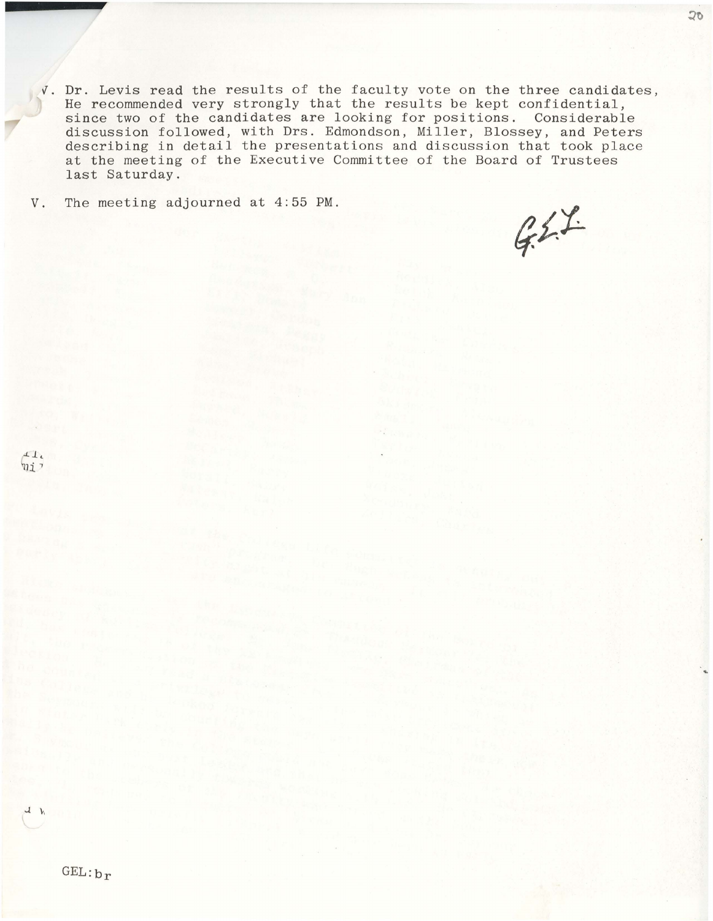V. Dr. Levis read the results of the faculty vote on the three candidates, He recommended very strongly that the results be kept confidential, since two of the candidates are looking for positions. Considerable discussion followed, with Drs. Edmondson, Miller, Blossey, and Peters describing in detail the presentations and discussion that took place at the meeting of the Executive Committee of the Board of Trustees last Saturday.

V. The meeting adjourned at 4:55 PM.

G.E.L.

GEL:br